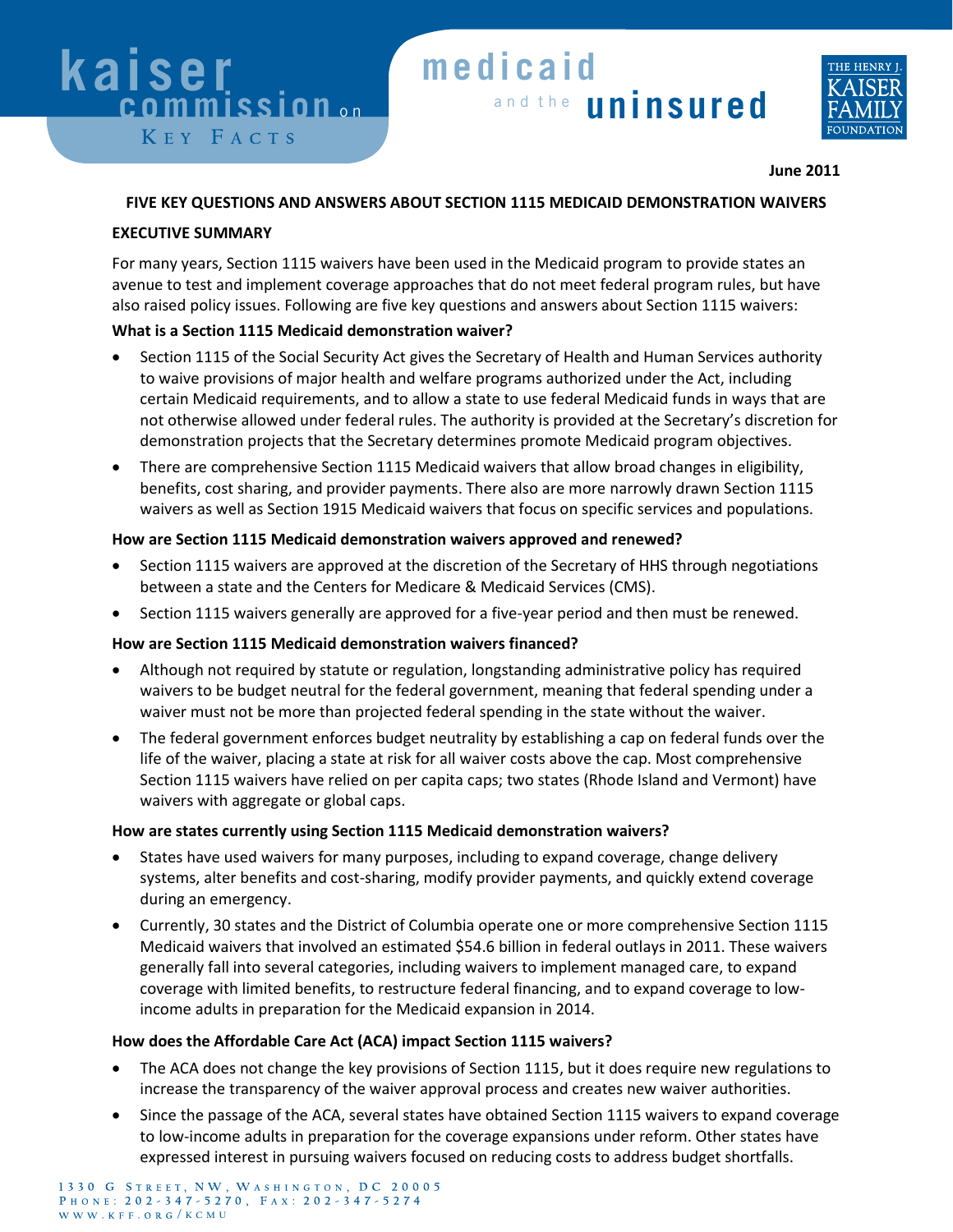# kaiser commission on medicaid and the uninsured

KEY FACTS

**June 2011**

## FIVE KEY QUESTIONS AND ANSWERS ABOUT SECTION 1115 MEDICAID DEMONSTRATION WAIVERS

### EXECUTIVE SUMMARY

For many years, Section 1115 waivers have been used in the Medicaid program to provide states an avenue to test and implement coverage approaches that do not meet federal program rules, but have also raised policy issues. Following are five key questions and answers about Section 1115 waivers:

**What is a Section 1115 Medicaid demonstration waiver?**

- Section 1115 of the Social Security Act gives the Secretary of Health and Human Services authority to waive provisions of major health and welfare programs authorized under the Act, including certain Medicaid requirements, and to allow a state to use federal Medicaid funds in ways that are not otherwise allowed under federal rules. The authority is provided at the Secretary's discretion for demonstration projects that the Secretary determines promote Medicaid program objectives.
- There are comprehensive Section 1115 Medicaid waivers that allow broad changes in eligibility, benefits, cost sharing, and provider payments. There also are more narrowly drawn Section 1115 waivers as well as Section 1915 Medicaid waivers that focus on specific services and populations.

**How are Section 1115 Medicaid demonstration waivers approved and renewed?**

- Section 1115 waivers are approved at the discretion of the Secretary of HHS through negotiations between a state and the Centers for Medicare & Medicaid Services (CMS).
- Section 1115 waivers generally are approved for a five-year period and then must be renewed.

**How are Section 1115 Medicaid demonstration waivers financed?**

- Although not required by statute or regulation, longstanding administrative policy has required waivers to be budget neutral for the federal government, meaning that federal spending under a waiver must not be more than projected federal spending in the state without the waiver.
- The federal government enforces budget neutrality by establishing a cap on federal funds over the life of the waiver, placing a state at risk for all waiver costs above the cap. Most comprehensive Section 1115 waivers have relied on per capita caps; two states (Rhode Island and Vermont) have waivers with aggregate or global caps.

**How are states currently using Section 1115 Medicaid demonstration waivers?**

- States have used waivers for many purposes, including to expand coverage, change delivery systems, alter benefits and cost-sharing, modify provider payments, and quickly extend coverage during an emergency.
- Currently, 30 states and the District of Columbia operate one or more comprehensive Section 1115 Medicaid waivers that involved an estimated $54.6 billion in federal outlays in 2011. These waivers generally fall into several categories, including waivers to implement managed care, to expand coverage with limited benefits, to restructure federal financing, and to expand coverage to low-income adults in preparation for the Medicaid expansion in 2014.

**How does the Affordable Care Act (ACA) impact Section 1115 waivers?**

- The ACA does not change the key provisions of Section 1115, but it does require new regulations to increase the transparency of the waiver approval process and creates new waiver authorities.
- Since the passage of the ACA, several states have obtained Section 1115 waivers to expand coverage to low-income adults in preparation for the coverage expansions under reform. Other states have expressed interest in pursuing waivers focused on reducing costs to address budget shortfalls.

1330 G Street, NW, Washington, DC 20005
Phone: 202-347-5270, Fax: 202-347-5274
www.kff.org/kcmu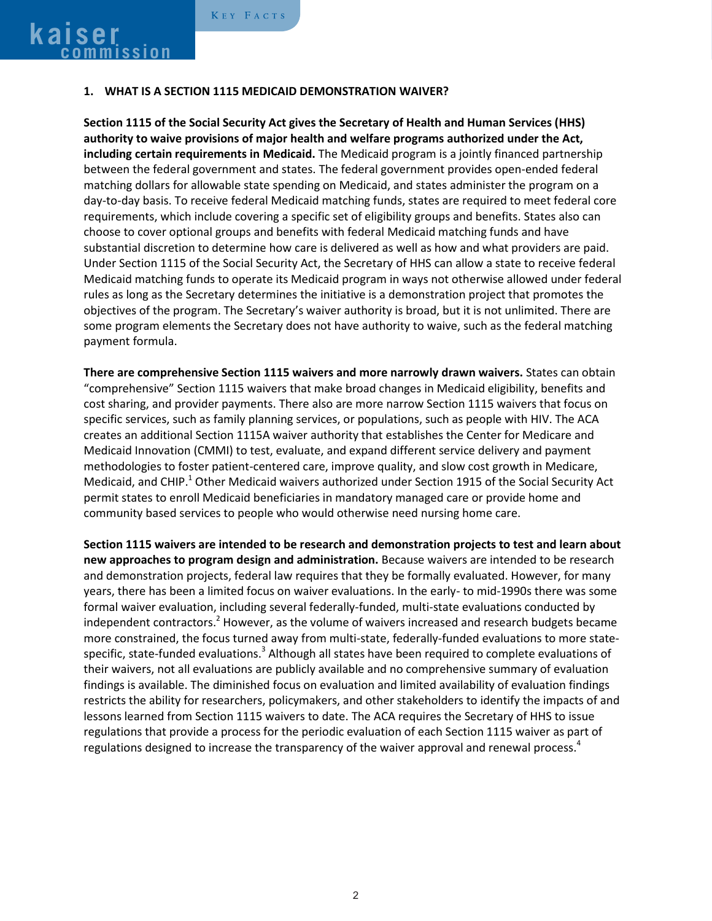## 1. WHAT IS A SECTION 1115 MEDICAID DEMONSTRATION WAIVER?

**Section 1115 of the Social Security Act gives the Secretary of Health and Human Services (HHS) authority to waive provisions of major health and welfare programs authorized under the Act, including certain requirements in Medicaid.** The Medicaid program is a jointly financed partnership between the federal government and states. The federal government provides open-ended federal matching dollars for allowable state spending on Medicaid, and states administer the program on a day-to-day basis. To receive federal Medicaid matching funds, states are required to meet federal core requirements, which include covering a specific set of eligibility groups and benefits. States also can choose to cover optional groups and benefits with federal Medicaid matching funds and have substantial discretion to determine how care is delivered as well as how and what providers are paid. Under Section 1115 of the Social Security Act, the Secretary of HHS can allow a state to receive federal Medicaid matching funds to operate its Medicaid program in ways not otherwise allowed under federal rules as long as the Secretary determines the initiative is a demonstration project that promotes the objectives of the program. The Secretary's waiver authority is broad, but it is not unlimited. There are some program elements the Secretary does not have authority to waive, such as the federal matching payment formula.

**There are comprehensive Section 1115 waivers and more narrowly drawn waivers.** States can obtain "comprehensive" Section 1115 waivers that make broad changes in Medicaid eligibility, benefits and cost sharing, and provider payments. There also are more narrow Section 1115 waivers that focus on specific services, such as family planning services, or populations, such as people with HIV. The ACA creates an additional Section 1115A waiver authority that establishes the Center for Medicare and Medicaid Innovation (CMMI) to test, evaluate, and expand different service delivery and payment methodologies to foster patient-centered care, improve quality, and slow cost growth in Medicare, Medicaid, and CHIP.[1] Other Medicaid waivers authorized under Section 1915 of the Social Security Act permit states to enroll Medicaid beneficiaries in mandatory managed care or provide home and community based services to people who would otherwise need nursing home care.

**Section 1115 waivers are intended to be research and demonstration projects to test and learn about new approaches to program design and administration.** Because waivers are intended to be research and demonstration projects, federal law requires that they be formally evaluated. However, for many years, there has been a limited focus on waiver evaluations. In the early- to mid-1990s there was some formal waiver evaluation, including several federally-funded, multi-state evaluations conducted by independent contractors.[2] However, as the volume of waivers increased and research budgets became more constrained, the focus turned away from multi-state, federally-funded evaluations to more state-specific, state-funded evaluations.[3] Although all states have been required to complete evaluations of their waivers, not all evaluations are publicly available and no comprehensive summary of evaluation findings is available. The diminished focus on evaluation and limited availability of evaluation findings restricts the ability for researchers, policymakers, and other stakeholders to identify the impacts of and lessons learned from Section 1115 waivers to date. The ACA requires the Secretary of HHS to issue regulations that provide a process for the periodic evaluation of each Section 1115 waiver as part of regulations designed to increase the transparency of the waiver approval and renewal process.[4]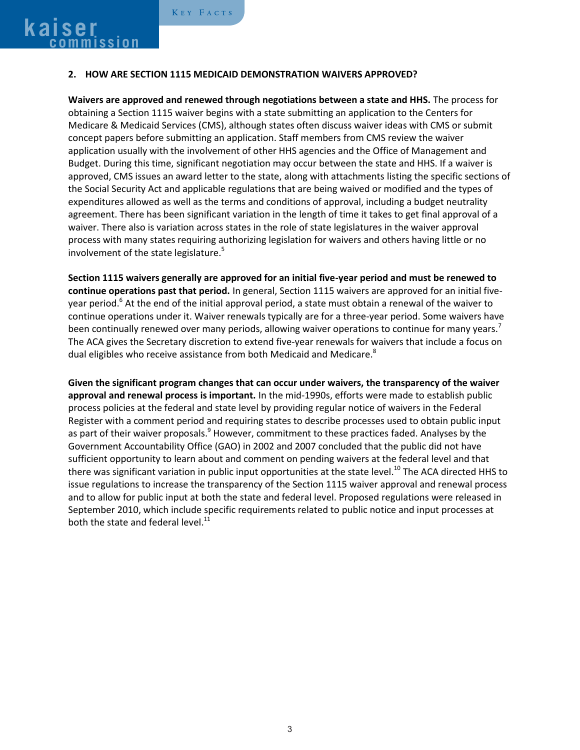## 2. HOW ARE SECTION 1115 MEDICAID DEMONSTRATION WAIVERS APPROVED?

**Waivers are approved and renewed through negotiations between a state and HHS.** The process for obtaining a Section 1115 waiver begins with a state submitting an application to the Centers for Medicare & Medicaid Services (CMS), although states often discuss waiver ideas with CMS or submit concept papers before submitting an application. Staff members from CMS review the waiver application usually with the involvement of other HHS agencies and the Office of Management and Budget. During this time, significant negotiation may occur between the state and HHS. If a waiver is approved, CMS issues an award letter to the state, along with attachments listing the specific sections of the Social Security Act and applicable regulations that are being waived or modified and the types of expenditures allowed as well as the terms and conditions of approval, including a budget neutrality agreement. There has been significant variation in the length of time it takes to get final approval of a waiver. There also is variation across states in the role of state legislatures in the waiver approval process with many states requiring authorizing legislation for waivers and others having little or no involvement of the state legislature.[5]

**Section 1115 waivers generally are approved for an initial five-year period and must be renewed to continue operations past that period.** In general, Section 1115 waivers are approved for an initial five-year period.[6] At the end of the initial approval period, a state must obtain a renewal of the waiver to continue operations under it. Waiver renewals typically are for a three-year period. Some waivers have been continually renewed over many periods, allowing waiver operations to continue for many years.[7] The ACA gives the Secretary discretion to extend five-year renewals for waivers that include a focus on dual eligibles who receive assistance from both Medicaid and Medicare.[8]

**Given the significant program changes that can occur under waivers, the transparency of the waiver approval and renewal process is important.** In the mid-1990s, efforts were made to establish public process policies at the federal and state level by providing regular notice of waivers in the Federal Register with a comment period and requiring states to describe processes used to obtain public input as part of their waiver proposals.[9] However, commitment to these practices faded. Analyses by the Government Accountability Office (GAO) in 2002 and 2007 concluded that the public did not have sufficient opportunity to learn about and comment on pending waivers at the federal level and that there was significant variation in public input opportunities at the state level.[10] The ACA directed HHS to issue regulations to increase the transparency of the Section 1115 waiver approval and renewal process and to allow for public input at both the state and federal level. Proposed regulations were released in September 2010, which include specific requirements related to public notice and input processes at both the state and federal level.[11]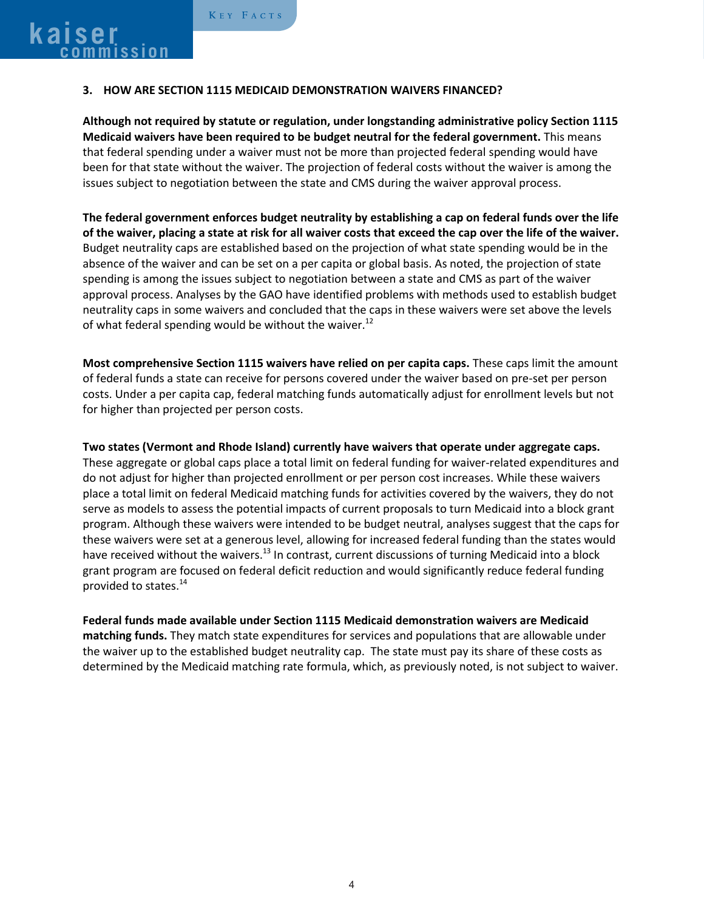### 3. HOW ARE SECTION 1115 MEDICAID DEMONSTRATION WAIVERS FINANCED?

**Although not required by statute or regulation, under longstanding administrative policy Section 1115 Medicaid waivers have been required to be budget neutral for the federal government.** This means that federal spending under a waiver must not be more than projected federal spending would have been for that state without the waiver. The projection of federal costs without the waiver is among the issues subject to negotiation between the state and CMS during the waiver approval process.

**The federal government enforces budget neutrality by establishing a cap on federal funds over the life of the waiver, placing a state at risk for all waiver costs that exceed the cap over the life of the waiver.** Budget neutrality caps are established based on the projection of what state spending would be in the absence of the waiver and can be set on a per capita or global basis. As noted, the projection of state spending is among the issues subject to negotiation between a state and CMS as part of the waiver approval process. Analyses by the GAO have identified problems with methods used to establish budget neutrality caps in some waivers and concluded that the caps in these waivers were set above the levels of what federal spending would be without the waiver.[12]

**Most comprehensive Section 1115 waivers have relied on per capita caps.** These caps limit the amount of federal funds a state can receive for persons covered under the waiver based on pre-set per person costs. Under a per capita cap, federal matching funds automatically adjust for enrollment levels but not for higher than projected per person costs.

**Two states (Vermont and Rhode Island) currently have waivers that operate under aggregate caps.** These aggregate or global caps place a total limit on federal funding for waiver-related expenditures and do not adjust for higher than projected enrollment or per person cost increases. While these waivers place a total limit on federal Medicaid matching funds for activities covered by the waivers, they do not serve as models to assess the potential impacts of current proposals to turn Medicaid into a block grant program. Although these waivers were intended to be budget neutral, analyses suggest that the caps for these waivers were set at a generous level, allowing for increased federal funding than the states would have received without the waivers.[13] In contrast, current discussions of turning Medicaid into a block grant program are focused on federal deficit reduction and would significantly reduce federal funding provided to states.[14]

**Federal funds made available under Section 1115 Medicaid demonstration waivers are Medicaid matching funds.** They match state expenditures for services and populations that are allowable under the waiver up to the established budget neutrality cap. The state must pay its share of these costs as determined by the Medicaid matching rate formula, which, as previously noted, is not subject to waiver.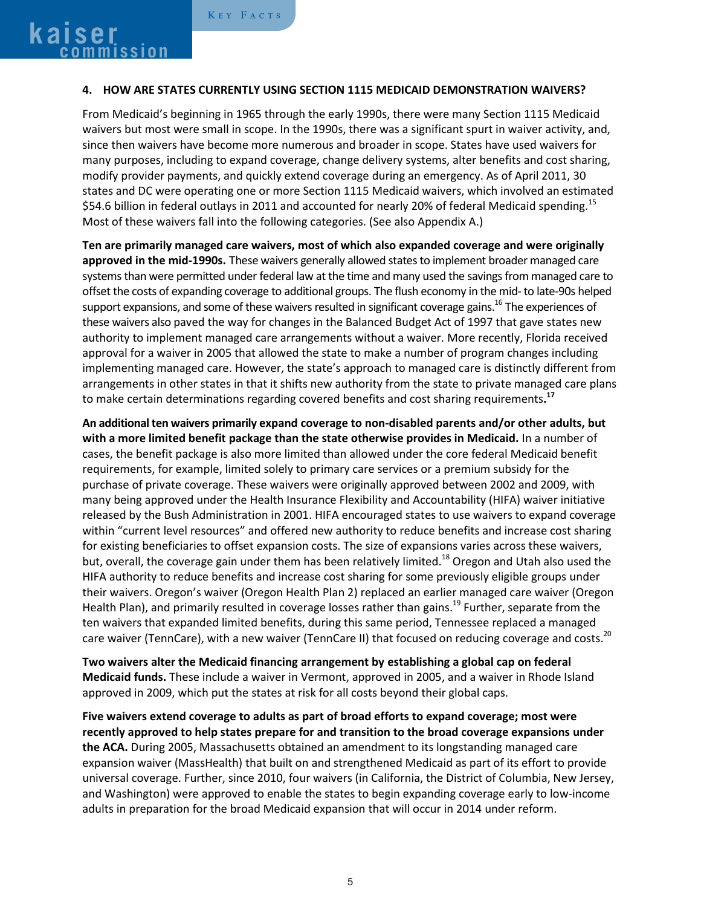#### 4. HOW ARE STATES CURRENTLY USING SECTION 1115 MEDICAID DEMONSTRATION WAIVERS?

From Medicaid's beginning in 1965 through the early 1990s, there were many Section 1115 Medicaid waivers but most were small in scope. In the 1990s, there was a significant spurt in waiver activity, and, since then waivers have become more numerous and broader in scope. States have used waivers for many purposes, including to expand coverage, change delivery systems, alter benefits and cost sharing, modify provider payments, and quickly extend coverage during an emergency. As of April 2011, 30 states and DC were operating one or more Section 1115 Medicaid waivers, which involved an estimated $54.6 billion in federal outlays in 2011 and accounted for nearly 20% of federal Medicaid spending.[15] Most of these waivers fall into the following categories. (See also Appendix A.)

**Ten are primarily managed care waivers, most of which also expanded coverage and were originally approved in the mid-1990s.** These waivers generally allowed states to implement broader managed care systems than were permitted under federal law at the time and many used the savings from managed care to offset the costs of expanding coverage to additional groups. The flush economy in the mid- to late-90s helped support expansions, and some of these waivers resulted in significant coverage gains.[16] The experiences of these waivers also paved the way for changes in the Balanced Budget Act of 1997 that gave states new authority to implement managed care arrangements without a waiver. More recently, Florida received approval for a waiver in 2005 that allowed the state to make a number of program changes including implementing managed care. However, the state's approach to managed care is distinctly different from arrangements in other states in that it shifts new authority from the state to private managed care plans to make certain determinations regarding covered benefits and cost sharing requirements.[17]

**An additional ten waivers primarily expand coverage to non-disabled parents and/or other adults, but with a more limited benefit package than the state otherwise provides in Medicaid.** In a number of cases, the benefit package is also more limited than allowed under the core federal Medicaid benefit requirements, for example, limited solely to primary care services or a premium subsidy for the purchase of private coverage. These waivers were originally approved between 2002 and 2009, with many being approved under the Health Insurance Flexibility and Accountability (HIFA) waiver initiative released by the Bush Administration in 2001. HIFA encouraged states to use waivers to expand coverage within "current level resources" and offered new authority to reduce benefits and increase cost sharing for existing beneficiaries to offset expansion costs. The size of expansions varies across these waivers, but, overall, the coverage gain under them has been relatively limited.[18] Oregon and Utah also used the HIFA authority to reduce benefits and increase cost sharing for some previously eligible groups under their waivers. Oregon's waiver (Oregon Health Plan 2) replaced an earlier managed care waiver (Oregon Health Plan), and primarily resulted in coverage losses rather than gains.[19] Further, separate from the ten waivers that expanded limited benefits, during this same period, Tennessee replaced a managed care waiver (TennCare), with a new waiver (TennCare II) that focused on reducing coverage and costs.[20]

**Two waivers alter the Medicaid financing arrangement by establishing a global cap on federal Medicaid funds.** These include a waiver in Vermont, approved in 2005, and a waiver in Rhode Island approved in 2009, which put the states at risk for all costs beyond their global caps.

**Five waivers extend coverage to adults as part of broad efforts to expand coverage; most were recently approved to help states prepare for and transition to the broad coverage expansions under the ACA.** During 2005, Massachusetts obtained an amendment to its longstanding managed care expansion waiver (MassHealth) that built on and strengthened Medicaid as part of its effort to provide universal coverage. Further, since 2010, four waivers (in California, the District of Columbia, New Jersey, and Washington) were approved to enable the states to begin expanding coverage early to low-income adults in preparation for the broad Medicaid expansion that will occur in 2014 under reform.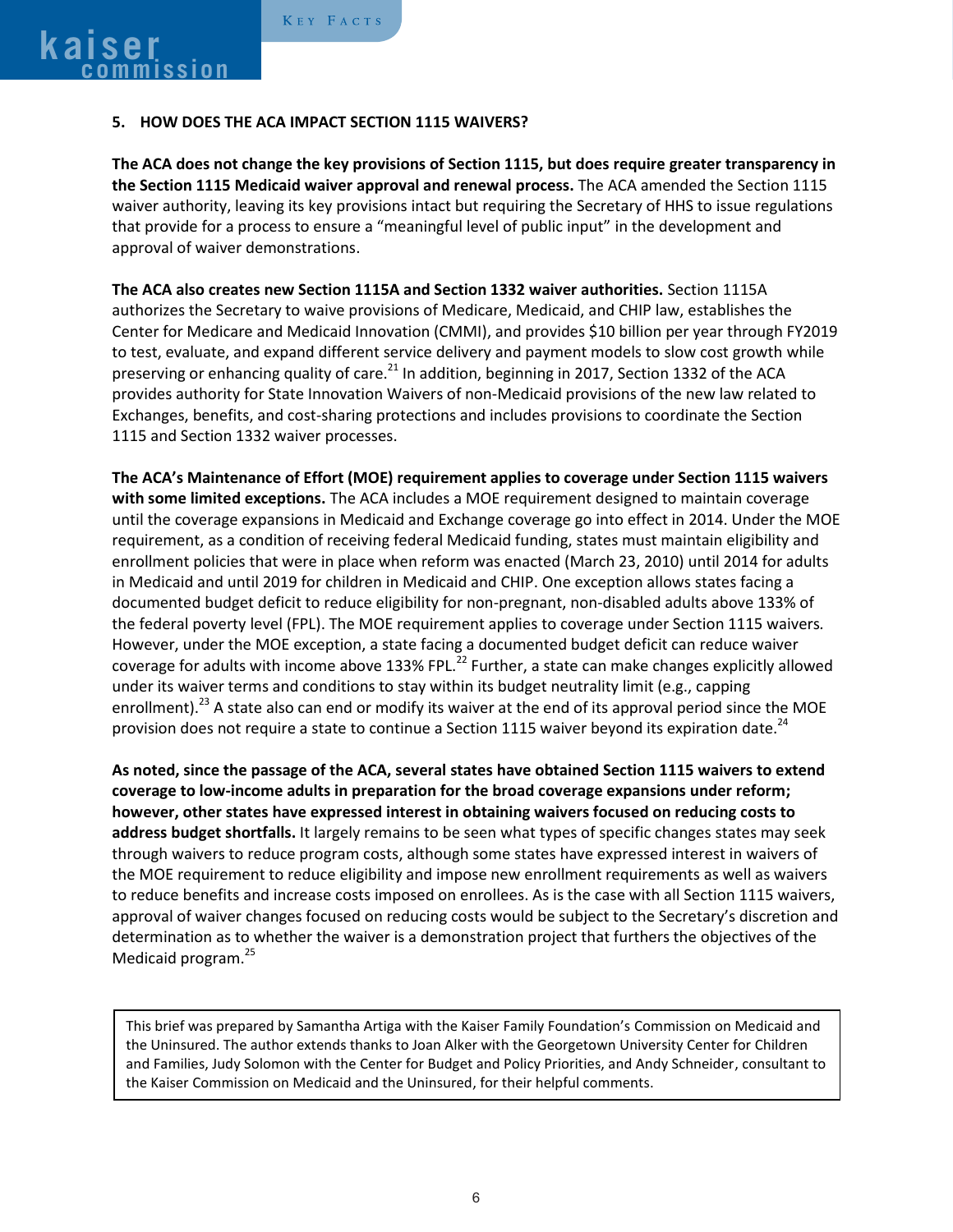## 5. HOW DOES THE ACA IMPACT SECTION 1115 WAIVERS?

**The ACA does not change the key provisions of Section 1115, but does require greater transparency in the Section 1115 Medicaid waiver approval and renewal process.** The ACA amended the Section 1115 waiver authority, leaving its key provisions intact but requiring the Secretary of HHS to issue regulations that provide for a process to ensure a "meaningful level of public input" in the development and approval of waiver demonstrations.

**The ACA also creates new Section 1115A and Section 1332 waiver authorities.** Section 1115A authorizes the Secretary to waive provisions of Medicare, Medicaid, and CHIP law, establishes the Center for Medicare and Medicaid Innovation (CMMI), and provides $10 billion per year through FY2019 to test, evaluate, and expand different service delivery and payment models to slow cost growth while preserving or enhancing quality of care.[21] In addition, beginning in 2017, Section 1332 of the ACA provides authority for State Innovation Waivers of non-Medicaid provisions of the new law related to Exchanges, benefits, and cost-sharing protections and includes provisions to coordinate the Section 1115 and Section 1332 waiver processes.

**The ACA's Maintenance of Effort (MOE) requirement applies to coverage under Section 1115 waivers with some limited exceptions.** The ACA includes a MOE requirement designed to maintain coverage until the coverage expansions in Medicaid and Exchange coverage go into effect in 2014. Under the MOE requirement, as a condition of receiving federal Medicaid funding, states must maintain eligibility and enrollment policies that were in place when reform was enacted (March 23, 2010) until 2014 for adults in Medicaid and until 2019 for children in Medicaid and CHIP. One exception allows states facing a documented budget deficit to reduce eligibility for non-pregnant, non-disabled adults above 133% of the federal poverty level (FPL). The MOE requirement applies to coverage under Section 1115 waivers. However, under the MOE exception, a state facing a documented budget deficit can reduce waiver coverage for adults with income above 133% FPL.[22] Further, a state can make changes explicitly allowed under its waiver terms and conditions to stay within its budget neutrality limit (e.g., capping enrollment).[23] A state also can end or modify its waiver at the end of its approval period since the MOE provision does not require a state to continue a Section 1115 waiver beyond its expiration date.[24]

**As noted, since the passage of the ACA, several states have obtained Section 1115 waivers to extend coverage to low-income adults in preparation for the broad coverage expansions under reform; however, other states have expressed interest in obtaining waivers focused on reducing costs to address budget shortfalls.** It largely remains to be seen what types of specific changes states may seek through waivers to reduce program costs, although some states have expressed interest in waivers of the MOE requirement to reduce eligibility and impose new enrollment requirements as well as waivers to reduce benefits and increase costs imposed on enrollees. As is the case with all Section 1115 waivers, approval of waiver changes focused on reducing costs would be subject to the Secretary's discretion and determination as to whether the waiver is a demonstration project that furthers the objectives of the Medicaid program.[25]

This brief was prepared by Samantha Artiga with the Kaiser Family Foundation's Commission on Medicaid and the Uninsured. The author extends thanks to Joan Alker with the Georgetown University Center for Children and Families, Judy Solomon with the Center for Budget and Policy Priorities, and Andy Schneider, consultant to the Kaiser Commission on Medicaid and the Uninsured, for their helpful comments.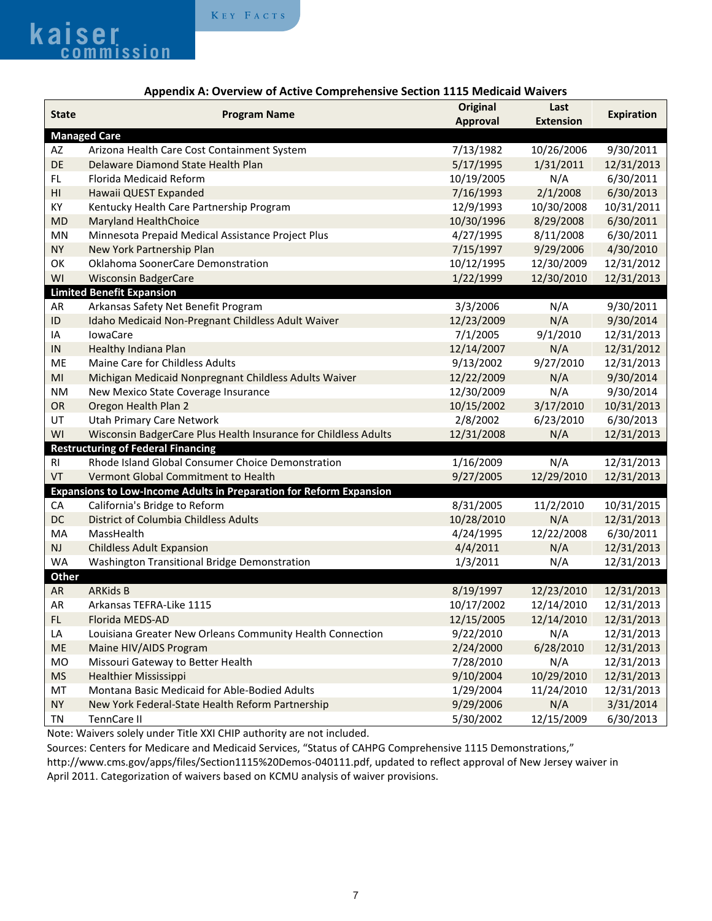**Appendix A: Overview of Active Comprehensive Section 1115 Medicaid Waivers**

| State | Program Name | Original Approval | Last Extension | Expiration |
|---|---|---|---|---|
| **Managed Care** | | | | |
| AZ | Arizona Health Care Cost Containment System | 7/13/1982 | 10/26/2006 | 9/30/2011 |
| DE | Delaware Diamond State Health Plan | 5/17/1995 | 1/31/2011 | 12/31/2013 |
| FL | Florida Medicaid Reform | 10/19/2005 | N/A | 6/30/2011 |
| HI | Hawaii QUEST Expanded | 7/16/1993 | 2/1/2008 | 6/30/2013 |
| KY | Kentucky Health Care Partnership Program | 12/9/1993 | 10/30/2008 | 10/31/2011 |
| MD | Maryland HealthChoice | 10/30/1996 | 8/29/2008 | 6/30/2011 |
| MN | Minnesota Prepaid Medical Assistance Project Plus | 4/27/1995 | 8/11/2008 | 6/30/2011 |
| NY | New York Partnership Plan | 7/15/1997 | 9/29/2006 | 4/30/2010 |
| OK | Oklahoma SoonerCare Demonstration | 10/12/1995 | 12/30/2009 | 12/31/2012 |
| WI | Wisconsin BadgerCare | 1/22/1999 | 12/30/2010 | 12/31/2013 |
| **Limited Benefit Expansion** | | | | |
| AR | Arkansas Safety Net Benefit Program | 3/3/2006 | N/A | 9/30/2011 |
| ID | Idaho Medicaid Non-Pregnant Childless Adult Waiver | 12/23/2009 | N/A | 9/30/2014 |
| IA | IowaCare | 7/1/2005 | 9/1/2010 | 12/31/2013 |
| IN | Healthy Indiana Plan | 12/14/2007 | N/A | 12/31/2012 |
| ME | Maine Care for Childless Adults | 9/13/2002 | 9/27/2010 | 12/31/2013 |
| MI | Michigan Medicaid Nonpregnant Childless Adults Waiver | 12/22/2009 | N/A | 9/30/2014 |
| NM | New Mexico State Coverage Insurance | 12/30/2009 | N/A | 9/30/2014 |
| OR | Oregon Health Plan 2 | 10/15/2002 | 3/17/2010 | 10/31/2013 |
| UT | Utah Primary Care Network | 2/8/2002 | 6/23/2010 | 6/30/2013 |
| WI | Wisconsin BadgerCare Plus Health Insurance for Childless Adults | 12/31/2008 | N/A | 12/31/2013 |
| **Restructuring of Federal Financing** | | | | |
| RI | Rhode Island Global Consumer Choice Demonstration | 1/16/2009 | N/A | 12/31/2013 |
| VT | Vermont Global Commitment to Health | 9/27/2005 | 12/29/2010 | 12/31/2013 |
| **Expansions to Low-Income Adults in Preparation for Reform Expansion** | | | | |
| CA | California's Bridge to Reform | 8/31/2005 | 11/2/2010 | 10/31/2015 |
| DC | District of Columbia Childless Adults | 10/28/2010 | N/A | 12/31/2013 |
| MA | MassHealth | 4/24/1995 | 12/22/2008 | 6/30/2011 |
| NJ | Childless Adult Expansion | 4/4/2011 | N/A | 12/31/2013 |
| WA | Washington Transitional Bridge Demonstration | 1/3/2011 | N/A | 12/31/2013 |
| **Other** | | | | |
| AR | ARKids B | 8/19/1997 | 12/23/2010 | 12/31/2013 |
| AR | Arkansas TEFRA-Like 1115 | 10/17/2002 | 12/14/2010 | 12/31/2013 |
| FL | Florida MEDS-AD | 12/15/2005 | 12/14/2010 | 12/31/2013 |
| LA | Louisiana Greater New Orleans Community Health Connection | 9/22/2010 | N/A | 12/31/2013 |
| ME | Maine HIV/AIDS Program | 2/24/2000 | 6/28/2010 | 12/31/2013 |
| MO | Missouri Gateway to Better Health | 7/28/2010 | N/A | 12/31/2013 |
| MS | Healthier Mississippi | 9/10/2004 | 10/29/2010 | 12/31/2013 |
| MT | Montana Basic Medicaid for Able-Bodied Adults | 1/29/2004 | 11/24/2010 | 12/31/2013 |
| NY | New York Federal-State Health Reform Partnership | 9/29/2006 | N/A | 3/31/2014 |
| TN | TennCare II | 5/30/2002 | 12/15/2009 | 6/30/2013 |

Note: Waivers solely under Title XXI CHIP authority are not included.

Sources: Centers for Medicare and Medicaid Services, "Status of CAHPG Comprehensive 1115 Demonstrations," http://www.cms.gov/apps/files/Section1115%20Demos-040111.pdf, updated to reflect approval of New Jersey waiver in April 2011. Categorization of waivers based on KCMU analysis of waiver provisions.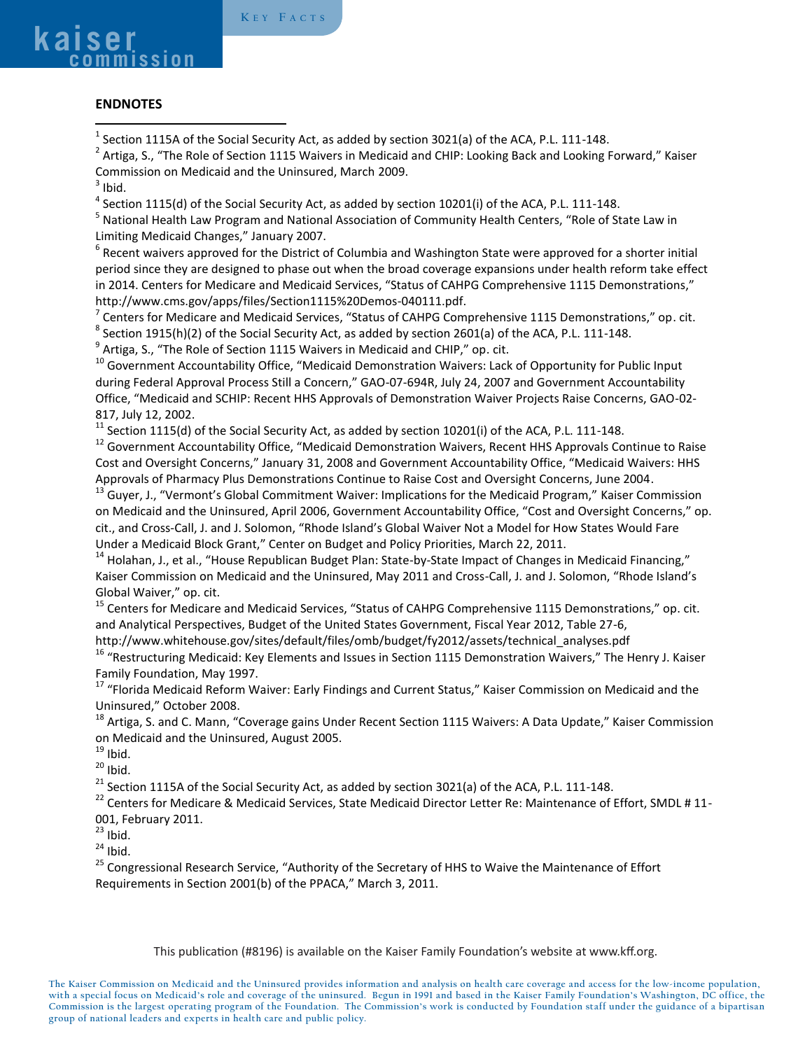## ENDNOTES

[1] Section 1115A of the Social Security Act, as added by section 3021(a) of the ACA, P.L. 111-148.

[2] Artiga, S., "The Role of Section 1115 Waivers in Medicaid and CHIP: Looking Back and Looking Forward," Kaiser Commission on Medicaid and the Uninsured, March 2009.

[3] Ibid.

[4] Section 1115(d) of the Social Security Act, as added by section 10201(i) of the ACA, P.L. 111-148.

[5] National Health Law Program and National Association of Community Health Centers, "Role of State Law in Limiting Medicaid Changes," January 2007.

[6] Recent waivers approved for the District of Columbia and Washington State were approved for a shorter initial period since they are designed to phase out when the broad coverage expansions under health reform take effect in 2014. Centers for Medicare and Medicaid Services, "Status of CAHPG Comprehensive 1115 Demonstrations," http://www.cms.gov/apps/files/Section1115%20Demos-040111.pdf.

[7] Centers for Medicare and Medicaid Services, "Status of CAHPG Comprehensive 1115 Demonstrations," op. cit.

[8] Section 1915(h)(2) of the Social Security Act, as added by section 2601(a) of the ACA, P.L. 111-148.

[9] Artiga, S., "The Role of Section 1115 Waivers in Medicaid and CHIP," op. cit.

[10] Government Accountability Office, "Medicaid Demonstration Waivers: Lack of Opportunity for Public Input during Federal Approval Process Still a Concern," GAO-07-694R, July 24, 2007 and Government Accountability Office, "Medicaid and SCHIP: Recent HHS Approvals of Demonstration Waiver Projects Raise Concerns, GAO-02-817, July 12, 2002.

[11] Section 1115(d) of the Social Security Act, as added by section 10201(i) of the ACA, P.L. 111-148.

[12] Government Accountability Office, "Medicaid Demonstration Waivers, Recent HHS Approvals Continue to Raise Cost and Oversight Concerns," January 31, 2008 and Government Accountability Office, "Medicaid Waivers: HHS Approvals of Pharmacy Plus Demonstrations Continue to Raise Cost and Oversight Concerns, June 2004.

[13] Guyer, J., "Vermont's Global Commitment Waiver: Implications for the Medicaid Program," Kaiser Commission on Medicaid and the Uninsured, April 2006, Government Accountability Office, "Cost and Oversight Concerns," op. cit., and Cross-Call, J. and J. Solomon, "Rhode Island's Global Waiver Not a Model for How States Would Fare Under a Medicaid Block Grant," Center on Budget and Policy Priorities, March 22, 2011.

[14] Holahan, J., et al., "House Republican Budget Plan: State-by-State Impact of Changes in Medicaid Financing," Kaiser Commission on Medicaid and the Uninsured, May 2011 and Cross-Call, J. and J. Solomon, "Rhode Island's Global Waiver," op. cit.

[15] Centers for Medicare and Medicaid Services, "Status of CAHPG Comprehensive 1115 Demonstrations," op. cit. and Analytical Perspectives, Budget of the United States Government, Fiscal Year 2012, Table 27-6, http://www.whitehouse.gov/sites/default/files/omb/budget/fy2012/assets/technical_analyses.pdf

[16] "Restructuring Medicaid: Key Elements and Issues in Section 1115 Demonstration Waivers," The Henry J. Kaiser Family Foundation, May 1997.

[17] "Florida Medicaid Reform Waiver: Early Findings and Current Status," Kaiser Commission on Medicaid and the Uninsured," October 2008.

[18] Artiga, S. and C. Mann, "Coverage gains Under Recent Section 1115 Waivers: A Data Update," Kaiser Commission on Medicaid and the Uninsured, August 2005.

[19] Ibid.

[20] Ibid.

[21] Section 1115A of the Social Security Act, as added by section 3021(a) of the ACA, P.L. 111-148.

[22] Centers for Medicare & Medicaid Services, State Medicaid Director Letter Re: Maintenance of Effort, SMDL # 11-001, February 2011.

[23] Ibid.

[24] Ibid.

[25] Congressional Research Service, "Authority of the Secretary of HHS to Waive the Maintenance of Effort Requirements in Section 2001(b) of the PPACA," March 3, 2011.

This publication (#8196) is available on the Kaiser Family Foundation's website at www.kff.org.

The Kaiser Commission on Medicaid and the Uninsured provides information and analysis on health care coverage and access for the low-income population, with a special focus on Medicaid's role and coverage of the uninsured. Begun in 1991 and based in the Kaiser Family Foundation's Washington, DC office, the Commission is the largest operating program of the Foundation. The Commission's work is conducted by Foundation staff under the guidance of a bipartisan group of national leaders and experts in health care and public policy.